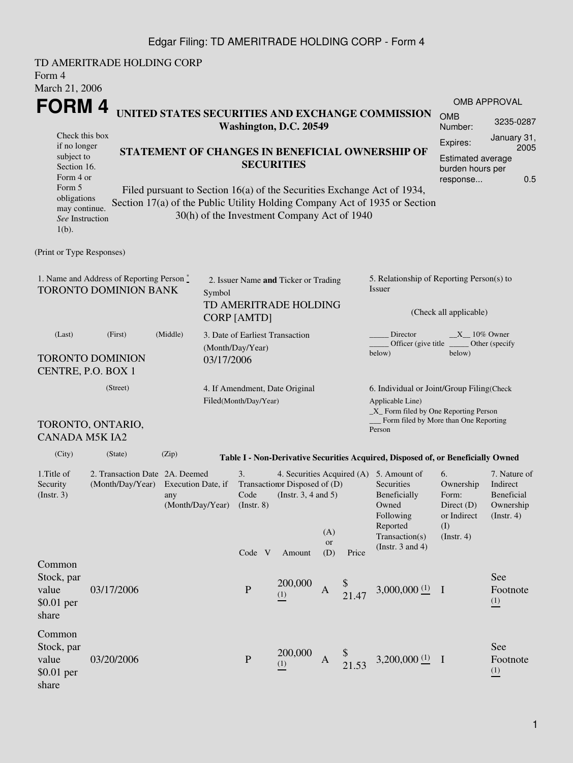TD AMERITRADE HOLDING CORP
Form 4
March 21, 2006

# FORM 4

## UNITED STATES SECURITIES AND EXCHANGE COMMISSION
**Washington, D.C. 20549**

Check this box if no longer subject to Section 16. Form 4 or Form 5 obligations may continue. *See* Instruction 1(b).

## STATEMENT OF CHANGES IN BENEFICIAL OWNERSHIP OF SECURITIES

Filed pursuant to Section 16(a) of the Securities Exchange Act of 1934, Section 17(a) of the Public Utility Holding Company Act of 1935 or Section 30(h) of the Investment Company Act of 1940

| OMB APPROVAL | |
|---|---|
| OMB Number: | 3235-0287 |
| Expires: | January 31, 2005 |
| Estimated average burden hours per response... | 0.5 |

(Print or Type Responses)

1. Name and Address of Reporting Person *
TORONTO DOMINION BANK

(Last) (First) (Middle)

TORONTO DOMINION CENTRE, P.O. BOX 1

(Street)

TORONTO, ONTARIO, CANADA M5K IA2

(City) (State) (Zip)

2. Issuer Name **and** Ticker or Trading Symbol
TD AMERITRADE HOLDING CORP [AMTD]

3. Date of Earliest Transaction (Month/Day/Year)
03/17/2006

4. If Amendment, Date Original Filed(Month/Day/Year)

5. Relationship of Reporting Person(s) to Issuer

(Check all applicable)

_____ Director __X__ 10% Owner
_____ Officer (give title below) _____ Other (specify below)

6. Individual or Joint/Group Filing(Check Applicable Line)
_X_ Form filed by One Reporting Person
___ Form filed by More than One Reporting Person

**Table I - Non-Derivative Securities Acquired, Disposed of, or Beneficially Owned**

| 1.Title of Security (Instr. 3) | 2. Transaction Date (Month/Day/Year) | 2A. Deemed Execution Date, if any (Month/Day/Year) | 3. Transaction Code (Instr. 8) | | 4. Securities Acquired (A) or Disposed of (D) (Instr. 3, 4 and 5) | | | 5. Amount of Securities Beneficially Owned Following Reported Transaction(s) (Instr. 3 and 4) | 6. Ownership Form: Direct (D) or Indirect (I) (Instr. 4) | 7. Nature of Indirect Beneficial Ownership (Instr. 4) |
|---|---|---|---|---|---|---|---|---|---|---|
| | | | Code | V | Amount | (A) or (D) | Price | | | |
| Common Stock, par value $0.01 per share | 03/17/2006 | | P | | 200,000 (1) | A | $ 21.47 | 3,000,000 (1) | I | See Footnote (1) |
| Common Stock, par value $0.01 per share | 03/20/2006 | | P | | 200,000 (1) | A | $ 21.53 | 3,200,000 (1) | I | See Footnote (1) |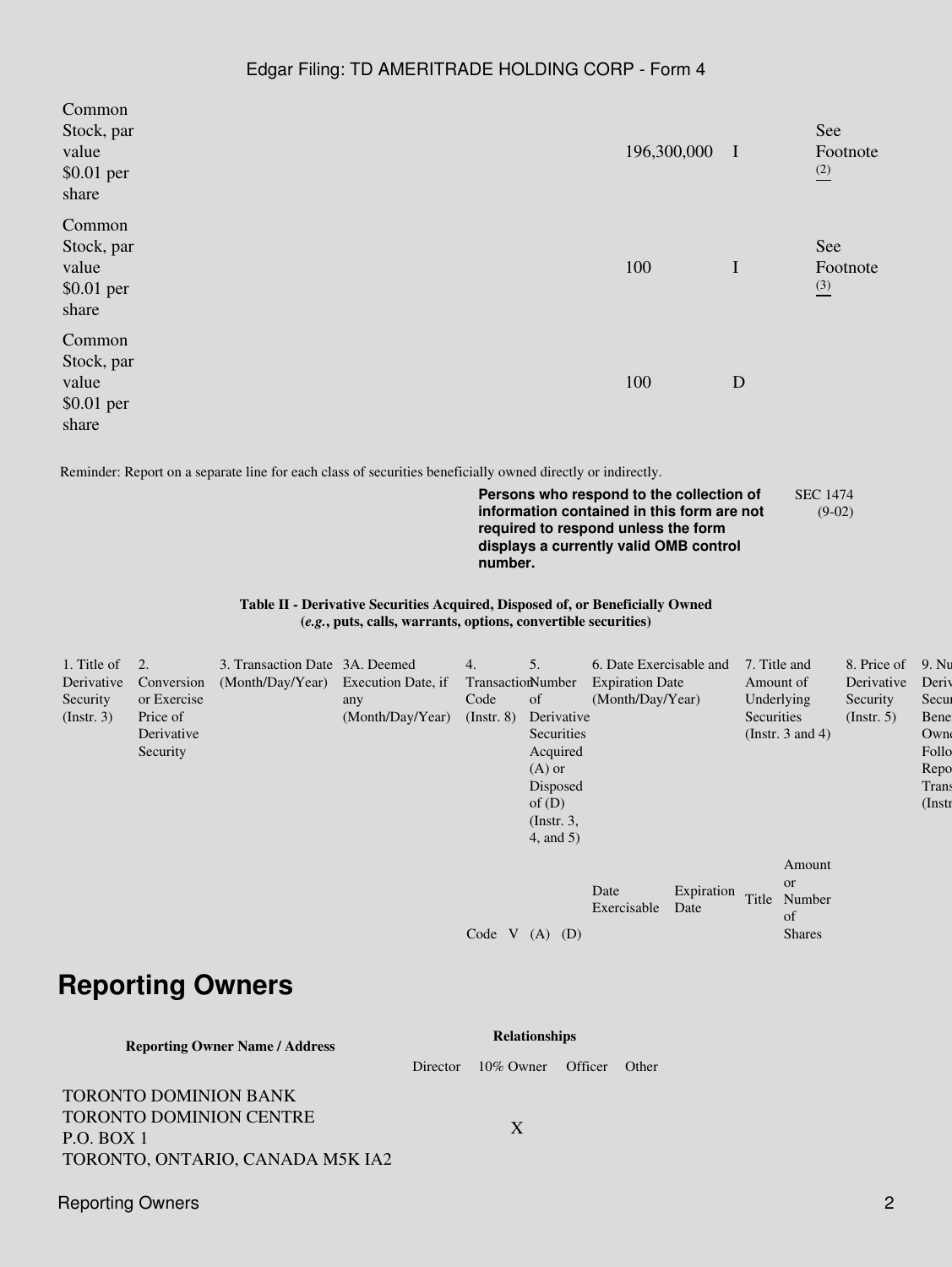| | | | | | | | | |
|---|---|---|---|---|---|---|---|---|
| Common Stock, par value $0.01 per share | | | | | | 196,300,000 | I | See Footnote (2) |
| Common Stock, par value $0.01 per share | | | | | | 100 | I | See Footnote (3) |
| Common Stock, par value $0.01 per share | | | | | | 100 | D | |

Reminder: Report on a separate line for each class of securities beneficially owned directly or indirectly.

**Persons who respond to the collection of information contained in this form are not required to respond unless the form displays a currently valid OMB control number.**

SEC 1474 (9-02)

**Table II - Derivative Securities Acquired, Disposed of, or Beneficially Owned (*e.g.*, puts, calls, warrants, options, convertible securities)**

| 1. Title of Derivative Security (Instr. 3) | 2. Conversion or Exercise Price of Derivative Security | 3. Transaction Date (Month/Day/Year) | 3A. Deemed Execution Date, if any (Month/Day/Year) | 4. Transaction Code (Instr. 8) | | 5. Number of Derivative Securities Acquired (A) or Disposed of (D) (Instr. 3, 4, and 5) | | 6. Date Exercisable and Expiration Date (Month/Day/Year) | | 7. Title and Amount of Underlying Securities (Instr. 3 and 4) | | 8. Price of Derivative Security (Instr. 5) | 9. Nu Deriv Secur Bene Owne Follo Repo Trans (Instr |
|---|---|---|---|---|---|---|---|---|---|---|---|---|---|
| | | | | Code | V | (A) | (D) | Date Exercisable | Expiration Date | Title | Amount or Number of Shares | | |

## Reporting Owners

| Reporting Owner Name / Address | Relationships | | | |
|---|---|---|---|---|
| | Director | 10% Owner | Officer | Other |
| TORONTO DOMINION BANK<br>TORONTO DOMINION CENTRE<br>P.O. BOX 1<br>TORONTO, ONTARIO, CANADA M5K IA2 | | X | | |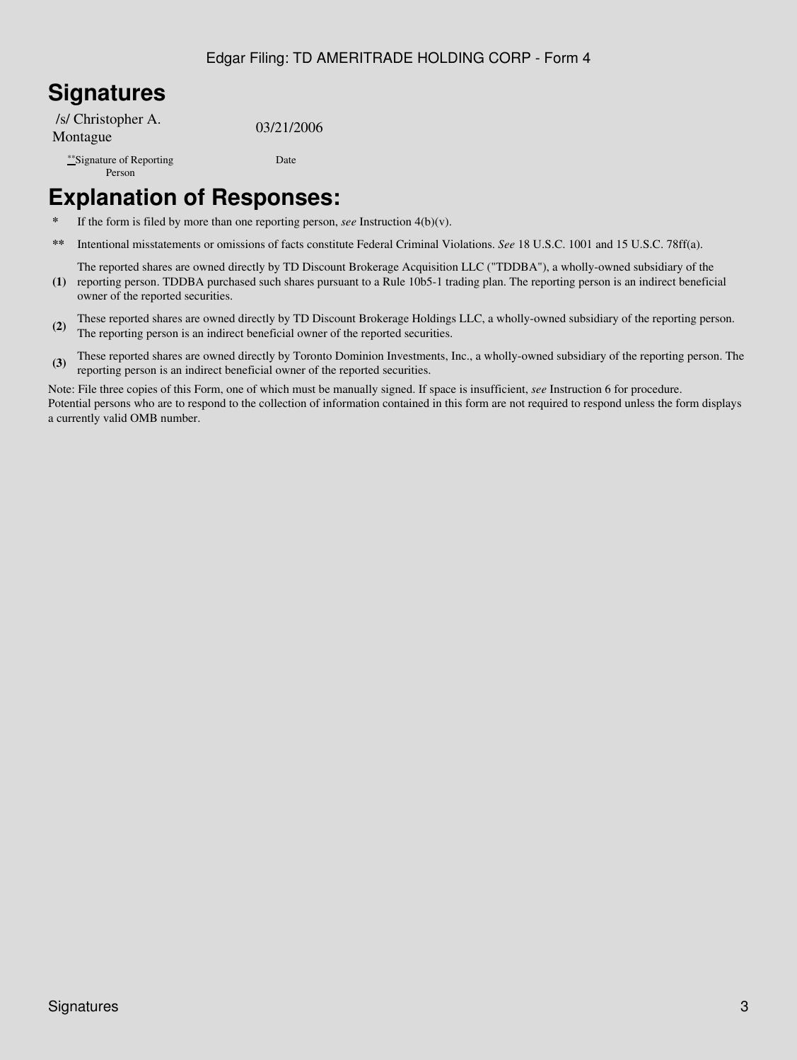## Signatures

| | |
|---|---|
| /s/ Christopher A. Montague | 03/21/2006 |
| **Signature of Reporting Person | Date |

## Explanation of Responses:

- \* If the form is filed by more than one reporting person, *see* Instruction 4(b)(v).
- ** Intentional misstatements or omissions of facts constitute Federal Criminal Violations. *See* 18 U.S.C. 1001 and 15 U.S.C. 78ff(a).
- **(1)** The reported shares are owned directly by TD Discount Brokerage Acquisition LLC ("TDDBA"), a wholly-owned subsidiary of the reporting person. TDDBA purchased such shares pursuant to a Rule 10b5-1 trading plan. The reporting person is an indirect beneficial owner of the reported securities.
- **(2)** These reported shares are owned directly by TD Discount Brokerage Holdings LLC, a wholly-owned subsidiary of the reporting person. The reporting person is an indirect beneficial owner of the reported securities.
- **(3)** These reported shares are owned directly by Toronto Dominion Investments, Inc., a wholly-owned subsidiary of the reporting person. The reporting person is an indirect beneficial owner of the reported securities.

Note: File three copies of this Form, one of which must be manually signed. If space is insufficient, *see* Instruction 6 for procedure.
Potential persons who are to respond to the collection of information contained in this form are not required to respond unless the form displays a currently valid OMB number.